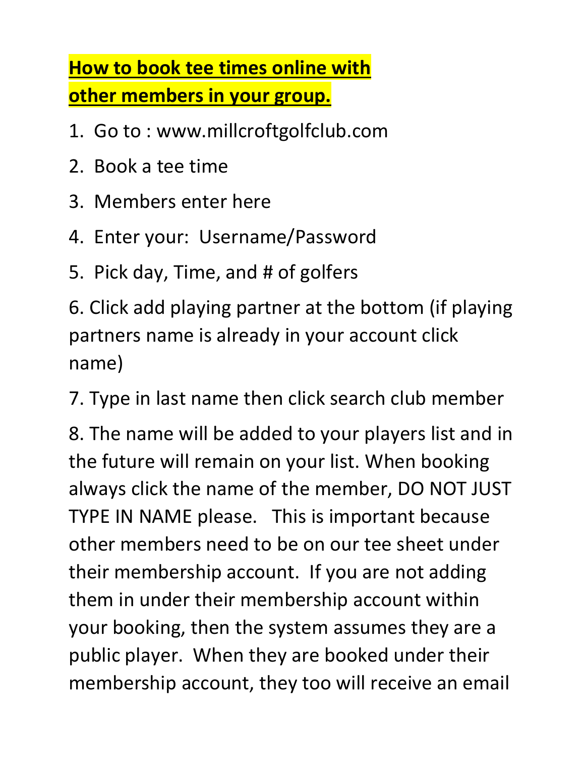# **How to book tee times online with other members in your group.**

1. Go to : www.millcroftgolfclub.com
2. Book a tee time
3. Members enter here
4. Enter your: Username/Password
5. Pick day, Time, and # of golfers
6. Click add playing partner at the bottom (if playing partners name is already in your account click name)
7. Type in last name then click search club member
8. The name will be added to your players list and in the future will remain on your list. When booking always click the name of the member, DO NOT JUST TYPE IN NAME please. This is important because other members need to be on our tee sheet under their membership account. If you are not adding them in under their membership account within your booking, then the system assumes they are a public player. When they are booked under their membership account, they too will receive an email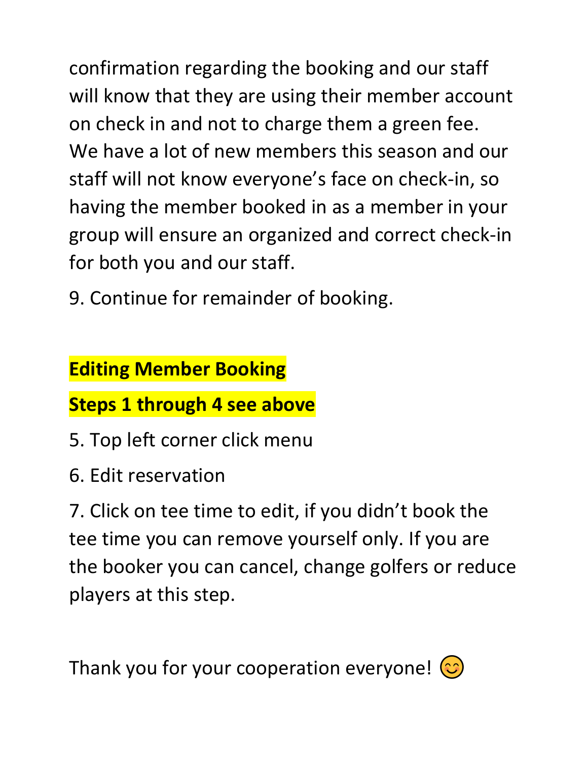confirmation regarding the booking and our staff will know that they are using their member account on check in and not to charge them a green fee. We have a lot of new members this season and our staff will not know everyone's face on check-in, so having the member booked in as a member in your group will ensure an organized and correct check-in for both you and our staff.

9. Continue for remainder of booking.

**Editing Member Booking**

**Steps 1 through 4 see above**

5. Top left corner click menu

6. Edit reservation

7. Click on tee time to edit, if you didn't book the tee time you can remove yourself only. If you are the booker you can cancel, change golfers or reduce players at this step.

Thank you for your cooperation everyone! 😊